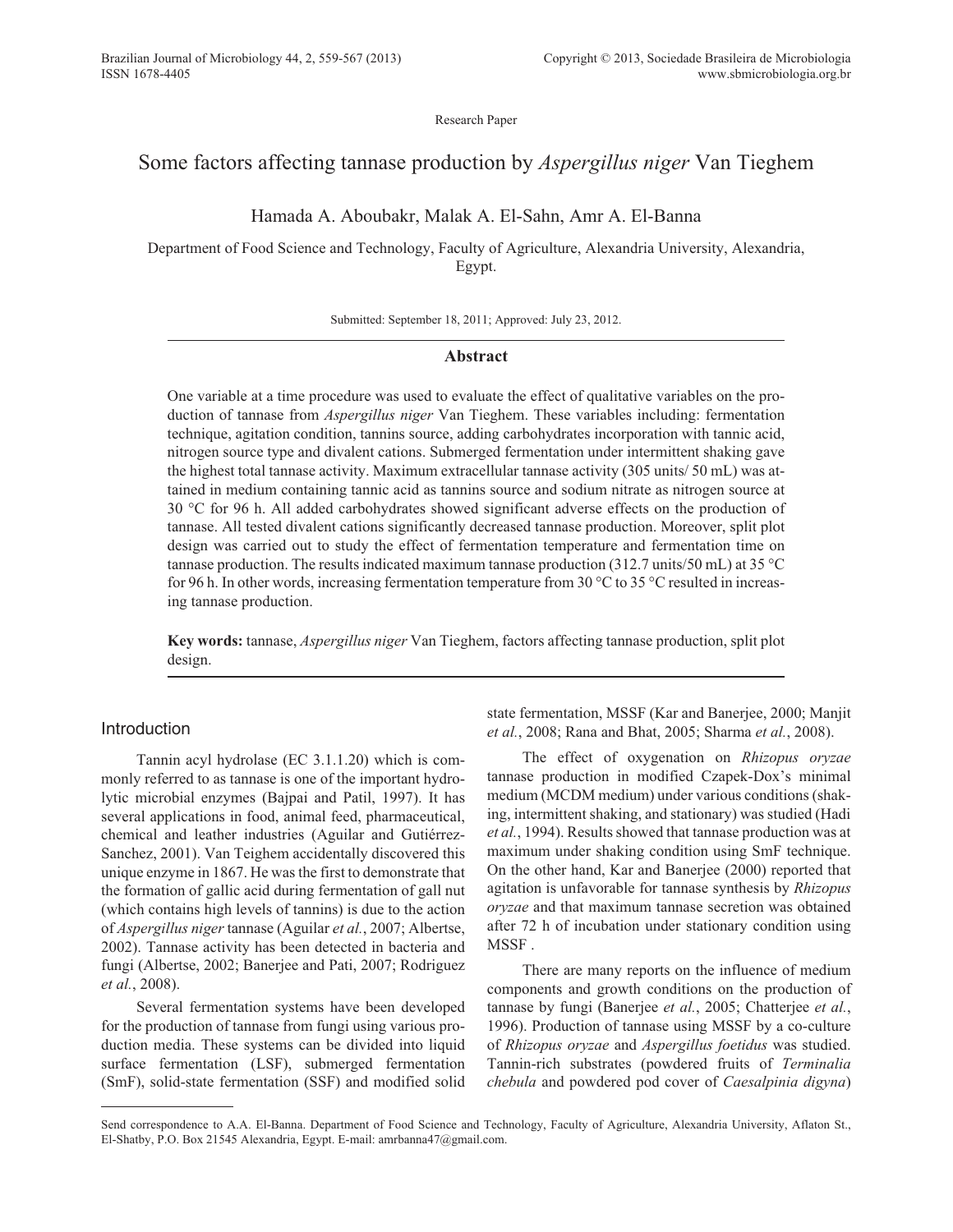Research Paper

# Some factors affecting tannase production by *Aspergillus niger* Van Tieghem

Hamada A. Aboubakr, Malak A. El-Sahn, Amr A. El-Banna

Department of Food Science and Technology, Faculty of Agriculture, Alexandria University, Alexandria, Egypt.

Submitted: September 18, 2011; Approved: July 23, 2012.

## Abstract

One variable at a time procedure was used to evaluate the effect of qualitative variables on the production of tannase from *Aspergillus niger* Van Tieghem. These variables including: fermentation technique, agitation condition, tannins source, adding carbohydrates incorporation with tannic acid, nitrogen source type and divalent cations. Submerged fermentation under intermittent shaking gave the highest total tannase activity. Maximum extracellular tannase activity (305 units/ 50 mL) was attained in medium containing tannic acid as tannins source and sodium nitrate as nitrogen source at 30 °C for 96 h. All added carbohydrates showed significant adverse effects on the production of tannase. All tested divalent cations significantly decreased tannase production. Moreover, split plot design was carried out to study the effect of fermentation temperature and fermentation time on tannase production. The results indicated maximum tannase production (312.7 units/50 mL) at 35 °C for 96 h. In other words, increasing fermentation temperature from 30 °C to 35 °C resulted in increasing tannase production.

**Key words:** tannase, *Aspergillus niger* Van Tieghem, factors affecting tannase production, split plot design.

## Introduction

Tannin acyl hydrolase (EC 3.1.1.20) which is commonly referred to as tannase is one of the important hydrolytic microbial enzymes (Bajpai and Patil, 1997). It has several applications in food, animal feed, pharmaceutical, chemical and leather industries (Aguilar and Gutiérrez-Sanchez, 2001). Van Teighem accidentally discovered this unique enzyme in 1867. He was the first to demonstrate that the formation of gallic acid during fermentation of gall nut (which contains high levels of tannins) is due to the action of *Aspergillus niger* tannase (Aguilar *et al.*, 2007; Albertse, 2002). Tannase activity has been detected in bacteria and fungi (Albertse, 2002; Banerjee and Pati, 2007; Rodriguez *et al.*, 2008).

Several fermentation systems have been developed for the production of tannase from fungi using various production media. These systems can be divided into liquid surface fermentation (LSF), submerged fermentation (SmF), solid-state fermentation (SSF) and modified solid state fermentation, MSSF (Kar and Banerjee, 2000; Manjit *et al.*, 2008; Rana and Bhat, 2005; Sharma *et al.*, 2008).

The effect of oxygenation on *Rhizopus oryzae* tannase production in modified Czapek-Dox's minimal medium (MCDM medium) under various conditions (shaking, intermittent shaking, and stationary) was studied (Hadi *et al.*, 1994). Results showed that tannase production was at maximum under shaking condition using SmF technique. On the other hand, Kar and Banerjee (2000) reported that agitation is unfavorable for tannase synthesis by *Rhizopus oryzae* and that maximum tannase secretion was obtained after 72 h of incubation under stationary condition using MSSF .

There are many reports on the influence of medium components and growth conditions on the production of tannase by fungi (Banerjee *et al.*, 2005; Chatterjee *et al.*, 1996). Production of tannase using MSSF by a co-culture of *Rhizopus oryzae* and *Aspergillus foetidus* was studied. Tannin-rich substrates (powdered fruits of *Terminalia chebula* and powdered pod cover of *Caesalpinia digyna*)

Send correspondence to A.A. El-Banna. Department of Food Science and Technology, Faculty of Agriculture, Alexandria University, Aflaton St., El-Shatby, P.O. Box 21545 Alexandria, Egypt. E-mail: amrbanna47@gmail.com.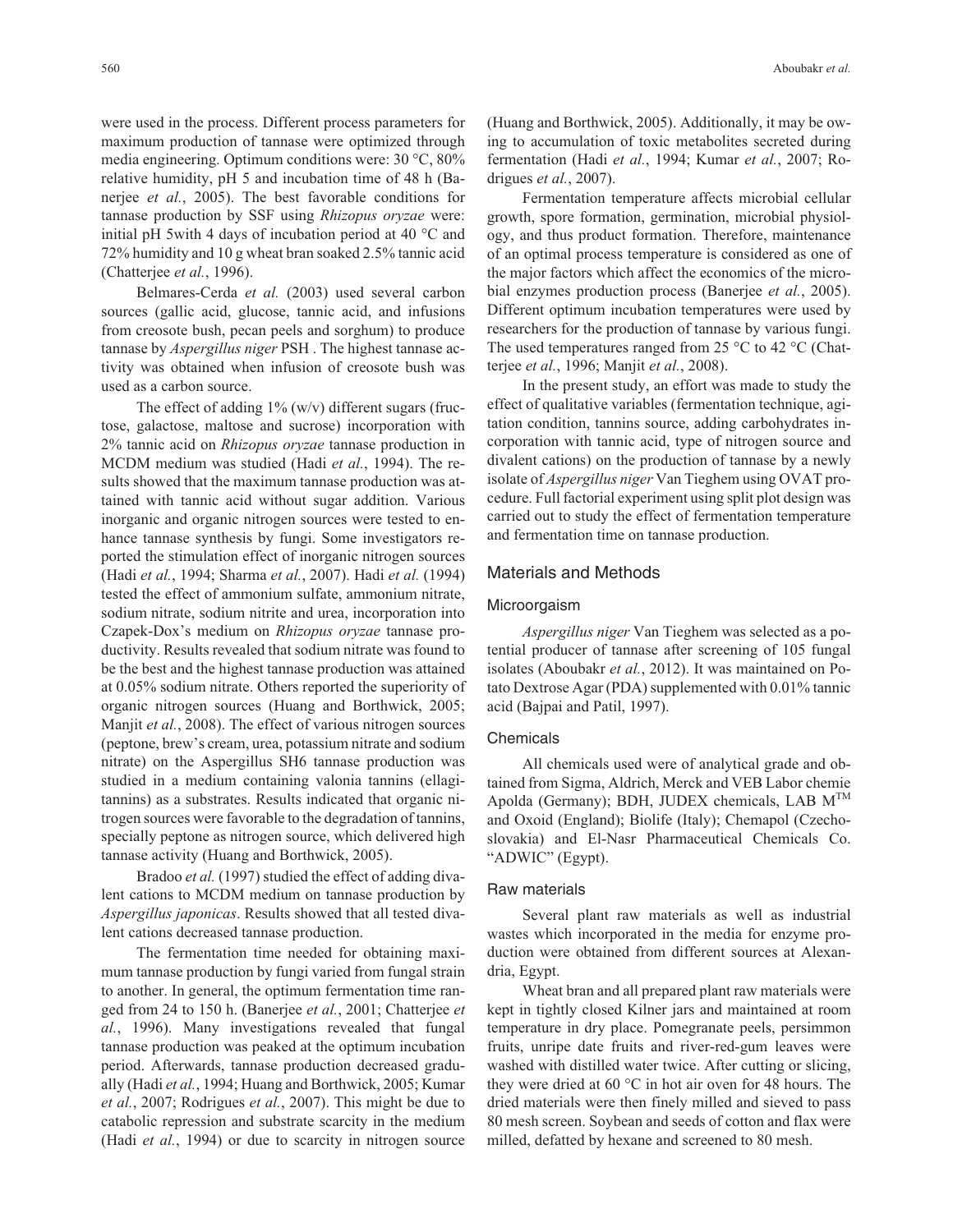were used in the process. Different process parameters for maximum production of tannase were optimized through media engineering. Optimum conditions were: 30 °C, 80% relative humidity, pH 5 and incubation time of 48 h (Banerjee *et al.*, 2005). The best favorable conditions for tannase production by SSF using *Rhizopus oryzae* were: initial pH 5with 4 days of incubation period at 40 °C and 72% humidity and 10 g wheat bran soaked 2.5% tannic acid (Chatterjee *et al.*, 1996).

Belmares-Cerda *et al.* (2003) used several carbon sources (gallic acid, glucose, tannic acid, and infusions from creosote bush, pecan peels and sorghum) to produce tannase by *Aspergillus niger* PSH . The highest tannase activity was obtained when infusion of creosote bush was used as a carbon source.

The effect of adding 1% (w/v) different sugars (fructose, galactose, maltose and sucrose) incorporation with 2% tannic acid on *Rhizopus oryzae* tannase production in MCDM medium was studied (Hadi *et al.*, 1994). The results showed that the maximum tannase production was attained with tannic acid without sugar addition. Various inorganic and organic nitrogen sources were tested to enhance tannase synthesis by fungi. Some investigators reported the stimulation effect of inorganic nitrogen sources (Hadi *et al.*, 1994; Sharma *et al.*, 2007). Hadi *et al.* (1994) tested the effect of ammonium sulfate, ammonium nitrate, sodium nitrate, sodium nitrite and urea, incorporation into Czapek-Dox's medium on *Rhizopus oryzae* tannase productivity. Results revealed that sodium nitrate was found to be the best and the highest tannase production was attained at 0.05% sodium nitrate. Others reported the superiority of organic nitrogen sources (Huang and Borthwick, 2005; Manjit *et al.*, 2008). The effect of various nitrogen sources (peptone, brew's cream, urea, potassium nitrate and sodium nitrate) on the Aspergillus SH6 tannase production was studied in a medium containing valonia tannins (ellagitannins) as a substrates. Results indicated that organic nitrogen sources were favorable to the degradation of tannins, specially peptone as nitrogen source, which delivered high tannase activity (Huang and Borthwick, 2005).

Bradoo *et al.* (1997) studied the effect of adding divalent cations to MCDM medium on tannase production by *Aspergillus japonicas*. Results showed that all tested divalent cations decreased tannase production.

The fermentation time needed for obtaining maximum tannase production by fungi varied from fungal strain to another. In general, the optimum fermentation time ranged from 24 to 150 h. (Banerjee *et al.*, 2001; Chatterjee *et al.*, 1996). Many investigations revealed that fungal tannase production was peaked at the optimum incubation period. Afterwards, tannase production decreased gradually (Hadi *et al.*, 1994; Huang and Borthwick, 2005; Kumar *et al.*, 2007; Rodrigues *et al.*, 2007). This might be due to catabolic repression and substrate scarcity in the medium (Hadi *et al.*, 1994) or due to scarcity in nitrogen source (Huang and Borthwick, 2005). Additionally, it may be owing to accumulation of toxic metabolites secreted during fermentation (Hadi *et al.*, 1994; Kumar *et al.*, 2007; Rodrigues *et al.*, 2007).

Fermentation temperature affects microbial cellular growth, spore formation, germination, microbial physiology, and thus product formation. Therefore, maintenance of an optimal process temperature is considered as one of the major factors which affect the economics of the microbial enzymes production process (Banerjee *et al.*, 2005). Different optimum incubation temperatures were used by researchers for the production of tannase by various fungi. The used temperatures ranged from 25 °C to 42 °C (Chatterjee *et al.*, 1996; Manjit *et al.*, 2008).

In the present study, an effort was made to study the effect of qualitative variables (fermentation technique, agitation condition, tannins source, adding carbohydrates incorporation with tannic acid, type of nitrogen source and divalent cations) on the production of tannase by a newly isolate of *Aspergillus niger* Van Tieghem using OVAT procedure. Full factorial experiment using split plot design was carried out to study the effect of fermentation temperature and fermentation time on tannase production.

## Materials and Methods

### Microorgaism

*Aspergillus niger* Van Tieghem was selected as a potential producer of tannase after screening of 105 fungal isolates (Aboubakr *et al.*, 2012). It was maintained on Potato Dextrose Agar (PDA) supplemented with 0.01% tannic acid (Bajpai and Patil, 1997).

### Chemicals

All chemicals used were of analytical grade and obtained from Sigma, Aldrich, Merck and VEB Labor chemie Apolda (Germany); BDH, JUDEX chemicals, LAB M™ and Oxoid (England); Biolife (Italy); Chemapol (Czechoslovakia) and El-Nasr Pharmaceutical Chemicals Co. "ADWIC" (Egypt).

### Raw materials

Several plant raw materials as well as industrial wastes which incorporated in the media for enzyme production were obtained from different sources at Alexandria, Egypt.

Wheat bran and all prepared plant raw materials were kept in tightly closed Kilner jars and maintained at room temperature in dry place. Pomegranate peels, persimmon fruits, unripe date fruits and river-red-gum leaves were washed with distilled water twice. After cutting or slicing, they were dried at 60 °C in hot air oven for 48 hours. The dried materials were then finely milled and sieved to pass 80 mesh screen. Soybean and seeds of cotton and flax were milled, defatted by hexane and screened to 80 mesh.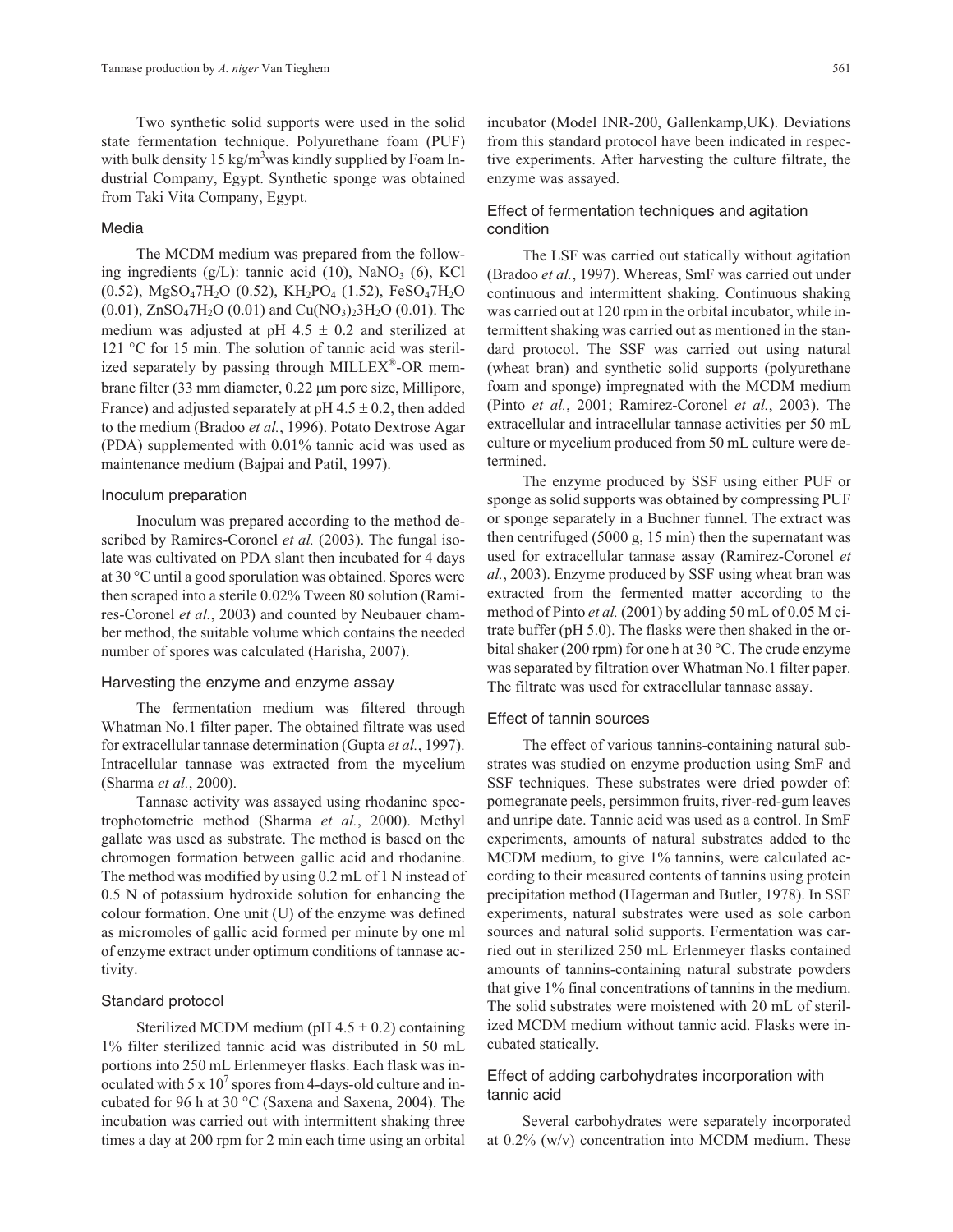Two synthetic solid supports were used in the solid state fermentation technique. Polyurethane foam (PUF) with bulk density 15 $kg/m^3$ was kindly supplied by Foam Industrial Company, Egypt. Synthetic sponge was obtained from Taki Vita Company, Egypt.

### Media

The MCDM medium was prepared from the following ingredients (g/L): tannic acid (10), $NaNO_3$ (6), KCl (0.52), $MgSO_47H_2O$ (0.52), $KH_2PO_4$ (1.52), $FeSO_47H_2O$ (0.01), $ZnSO_47H_2O$ (0.01) and $Cu(NO_3)_23H_2O$ (0.01). The medium was adjusted at pH 4.5 ± 0.2 and sterilized at 121 °C for 15 min. The solution of tannic acid was sterilized separately by passing through MILLEX®-OR membrane filter (33 mm diameter, 0.22 μm pore size, Millipore, France) and adjusted separately at pH 4.5 ± 0.2, then added to the medium (Bradoo *et al.*, 1996). Potato Dextrose Agar (PDA) supplemented with 0.01% tannic acid was used as maintenance medium (Bajpai and Patil, 1997).

### Inoculum preparation

Inoculum was prepared according to the method described by Ramires-Coronel *et al.* (2003). The fungal isolate was cultivated on PDA slant then incubated for 4 days at 30 °C until a good sporulation was obtained. Spores were then scraped into a sterile 0.02% Tween 80 solution (Ramires-Coronel *et al.*, 2003) and counted by Neubauer chamber method, the suitable volume which contains the needed number of spores was calculated (Harisha, 2007).

### Harvesting the enzyme and enzyme assay

The fermentation medium was filtered through Whatman No.1 filter paper. The obtained filtrate was used for extracellular tannase determination (Gupta *et al.*, 1997). Intracellular tannase was extracted from the mycelium (Sharma *et al.*, 2000).

Tannase activity was assayed using rhodanine spectrophotometric method (Sharma *et al.*, 2000). Methyl gallate was used as substrate. The method is based on the chromogen formation between gallic acid and rhodanine. The method was modified by using 0.2 mL of 1 N instead of 0.5 N of potassium hydroxide solution for enhancing the colour formation. One unit (U) of the enzyme was defined as micromoles of gallic acid formed per minute by one ml of enzyme extract under optimum conditions of tannase activity.

### Standard protocol

Sterilized MCDM medium (pH 4.5 ± 0.2) containing 1% filter sterilized tannic acid was distributed in 50 mL portions into 250 mL Erlenmeyer flasks. Each flask was inoculated with $5 \times 10^7$ spores from 4-days-old culture and incubated for 96 h at 30 °C (Saxena and Saxena, 2004). The incubation was carried out with intermittent shaking three times a day at 200 rpm for 2 min each time using an orbital incubator (Model INR-200, Gallenkamp,UK). Deviations from this standard protocol have been indicated in respective experiments. After harvesting the culture filtrate, the enzyme was assayed.

### Effect of fermentation techniques and agitation condition

The LSF was carried out statically without agitation (Bradoo *et al.*, 1997). Whereas, SmF was carried out under continuous and intermittent shaking. Continuous shaking was carried out at 120 rpm in the orbital incubator, while intermittent shaking was carried out as mentioned in the standard protocol. The SSF was carried out using natural (wheat bran) and synthetic solid supports (polyurethane foam and sponge) impregnated with the MCDM medium (Pinto *et al.*, 2001; Ramirez-Coronel *et al.*, 2003). The extracellular and intracellular tannase activities per 50 mL culture or mycelium produced from 50 mL culture were determined.

The enzyme produced by SSF using either PUF or sponge as solid supports was obtained by compressing PUF or sponge separately in a Buchner funnel. The extract was then centrifuged (5000 g, 15 min) then the supernatant was used for extracellular tannase assay (Ramirez-Coronel *et al.*, 2003). Enzyme produced by SSF using wheat bran was extracted from the fermented matter according to the method of Pinto *et al.* (2001) by adding 50 mL of 0.05 M citrate buffer (pH 5.0). The flasks were then shaked in the orbital shaker (200 rpm) for one h at 30 °C. The crude enzyme was separated by filtration over Whatman No.1 filter paper. The filtrate was used for extracellular tannase assay.

### Effect of tannin sources

The effect of various tannins-containing natural substrates was studied on enzyme production using SmF and SSF techniques. These substrates were dried powder of: pomegranate peels, persimmon fruits, river-red-gum leaves and unripe date. Tannic acid was used as a control. In SmF experiments, amounts of natural substrates added to the MCDM medium, to give 1% tannins, were calculated according to their measured contents of tannins using protein precipitation method (Hagerman and Butler, 1978). In SSF experiments, natural substrates were used as sole carbon sources and natural solid supports. Fermentation was carried out in sterilized 250 mL Erlenmeyer flasks contained amounts of tannins-containing natural substrate powders that give 1% final concentrations of tannins in the medium. The solid substrates were moistened with 20 mL of sterilized MCDM medium without tannic acid. Flasks were incubated statically.

### Effect of adding carbohydrates incorporation with tannic acid

Several carbohydrates were separately incorporated at 0.2% (w/v) concentration into MCDM medium. These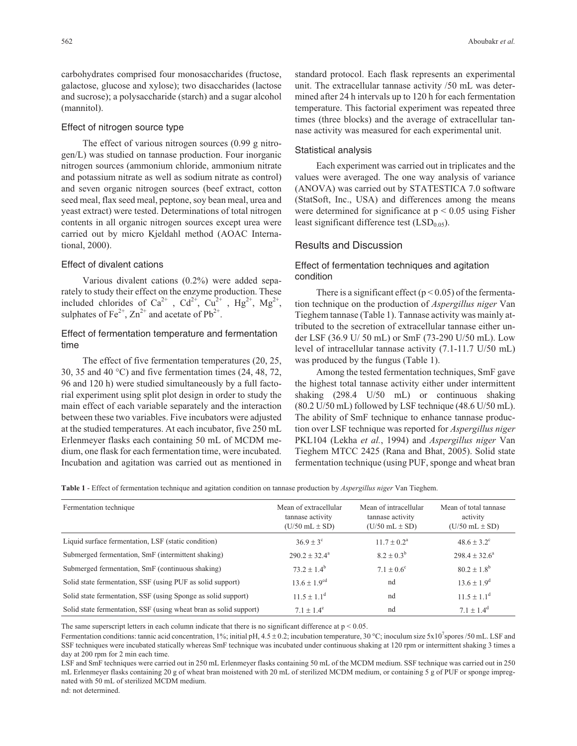carbohydrates comprised four monosaccharides (fructose, galactose, glucose and xylose); two disaccharides (lactose and sucrose); a polysaccharide (starch) and a sugar alcohol (mannitol).

### Effect of nitrogen source type

The effect of various nitrogen sources (0.99 g nitrogen/L) was studied on tannase production. Four inorganic nitrogen sources (ammonium chloride, ammonium nitrate and potassium nitrate as well as sodium nitrate as control) and seven organic nitrogen sources (beef extract, cotton seed meal, flax seed meal, peptone, soy bean meal, urea and yeast extract) were tested. Determinations of total nitrogen contents in all organic nitrogen sources except urea were carried out by micro Kjeldahl method (AOAC International, 2000).

### Effect of divalent cations

Various divalent cations (0.2%) were added separately to study their effect on the enzyme production. These included chlorides of $Ca^{2+}$, $Cd^{2+}$, $Cu^{2+}$, $Hg^{2+}$, $Mg^{2+}$, sulphates of $Fe^{2+}$, $Zn^{2+}$ and acetate of $Pb^{2+}$.

### Effect of fermentation temperature and fermentation time

The effect of five fermentation temperatures (20, 25, 30, 35 and 40 °C) and five fermentation times (24, 48, 72, 96 and 120 h) were studied simultaneously by a full factorial experiment using split plot design in order to study the main effect of each variable separately and the interaction between these two variables. Five incubators were adjusted at the studied temperatures. At each incubator, five 250 mL Erlenmeyer flasks each containing 50 mL of MCDM medium, one flask for each fermentation time, were incubated. Incubation and agitation was carried out as mentioned in standard protocol. Each flask represents an experimental unit. The extracellular tannase activity /50 mL was determined after 24 h intervals up to 120 h for each fermentation temperature. This factorial experiment was repeated three times (three blocks) and the average of extracellular tannase activity was measured for each experimental unit.

### Statistical analysis

Each experiment was carried out in triplicates and the values were averaged. The one way analysis of variance (ANOVA) was carried out by STATESTICA 7.0 software (StatSoft, Inc., USA) and differences among the means were determined for significance at $p < 0.05$ using Fisher least significant difference test ($LSD_{0.05}$).

## Results and Discussion

### Effect of fermentation techniques and agitation condition

There is a significant effect ($p < 0.05$) of the fermentation technique on the production of *Aspergillus niger* Van Tieghem tannase (Table 1). Tannase activity was mainly attributed to the secretion of extracellular tannase either under LSF (36.9 U/ 50 mL) or SmF (73-290 U/50 mL). Low level of intracellular tannase activity (7.1-11.7 U/50 mL) was produced by the fungus (Table 1).

Among the tested fermentation techniques, SmF gave the highest total tannase activity either under intermittent shaking (298.4 U/50 mL) or continuous shaking (80.2 U/50 mL) followed by LSF technique (48.6 U/50 mL). The ability of SmF technique to enhance tannase production over LSF technique was reported for *Aspergillus niger* PKL104 (Lekha *et al.*, 1994) and *Aspergillus niger* Van Tieghem MTCC 2425 (Rana and Bhat, 2005). Solid state fermentation technique (using PUF, sponge and wheat bran

**Table 1** - Effect of fermentation technique and agitation condition on tannase production by *Aspergillus niger* Van Tieghem.

| Fermentation technique | Mean of extracellular tannase activity (U/50 mL ± SD) | Mean of intracellular tannase activity (U/50 mL ± SD) | Mean of total tannase activity (U/50 mL ± SD) |
|---|---|---|---|
| Liquid surface fermentation, LSF (static condition) | 36.9 ± 3[c] | 11.7 ± 0.2[a] | 48.6 ± 3.2[c] |
| Submerged fermentation, SmF (intermittent shaking) | 290.2 ± 32.4[a] | 8.2 ± 0.3[b] | 298.4 ± 32.6[a] |
| Submerged fermentation, SmF (continuous shaking) | 73.2 ± 1.4[b] | 7.1 ± 0.6[c] | 80.2 ± 1.8[b] |
| Solid state fermentation, SSF (using PUF as solid support) | 13.6 ± 1.9[cd] | nd | 13.6 ± 1.9[d] |
| Solid state fermentation, SSF (using Sponge as solid support) | 11.5 ± 1.1[d] | nd | 11.5 ± 1.1[d] |
| Solid state fermentation, SSF (using wheat bran as solid support) | 7.1 ± 1.4[e] | nd | 7.1 ± 1.4[d] |

The same superscript letters in each column indicate that there is no significant difference at $p < 0.05$.

Fermentation conditions: tannic acid concentration, 1%; initial pH, 4.5 ± 0.2; incubation temperature, 30 °C; inoculum size $5 \times 10^7$ spores /50 mL. LSF and SSF techniques were incubated statically whereas SmF technique was incubated under continuous shaking at 120 rpm or intermittent shaking 3 times a day at 200 rpm for 2 min each time.

LSF and SmF techniques were carried out in 250 mL Erlenmeyer flasks containing 50 mL of the MCDM medium. SSF technique was carried out in 250 mL Erlenmeyer flasks containing 20 g of wheat bran moistened with 20 mL of sterilized MCDM medium, or containing 5 g of PUF or sponge impregnated with 50 mL of sterilized MCDM medium.

nd: not determined.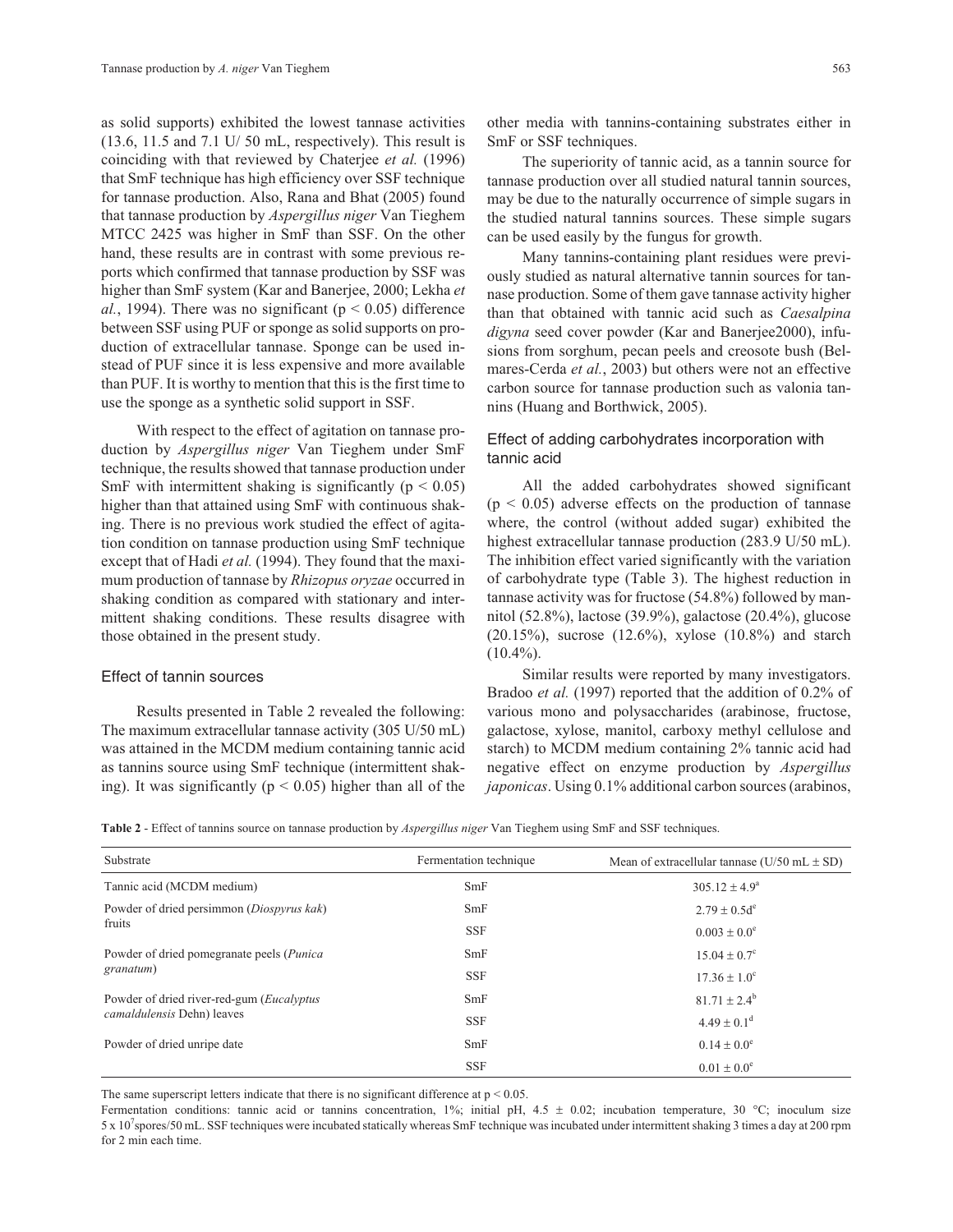as solid supports) exhibited the lowest tannase activities (13.6, 11.5 and 7.1 U/ 50 mL, respectively). This result is coinciding with that reviewed by Chaterjee *et al.* (1996) that SmF technique has high efficiency over SSF technique for tannase production. Also, Rana and Bhat (2005) found that tannase production by *Aspergillus niger* Van Tieghem MTCC 2425 was higher in SmF than SSF. On the other hand, these results are in contrast with some previous reports which confirmed that tannase production by SSF was higher than SmF system (Kar and Banerjee, 2000; Lekha *et al.*, 1994). There was no significant ($p < 0.05$) difference between SSF using PUF or sponge as solid supports on production of extracellular tannase. Sponge can be used instead of PUF since it is less expensive and more available than PUF. It is worthy to mention that this is the first time to use the sponge as a synthetic solid support in SSF.

With respect to the effect of agitation on tannase production by *Aspergillus niger* Van Tieghem under SmF technique, the results showed that tannase production under SmF with intermittent shaking is significantly ($p < 0.05$) higher than that attained using SmF with continuous shaking. There is no previous work studied the effect of agitation condition on tannase production using SmF technique except that of Hadi *et al.* (1994). They found that the maximum production of tannase by *Rhizopus oryzae* occurred in shaking condition as compared with stationary and intermittent shaking conditions. These results disagree with those obtained in the present study.

## Effect of tannin sources

Results presented in Table 2 revealed the following: The maximum extracellular tannase activity (305 U/50 mL) was attained in the MCDM medium containing tannic acid as tannins source using SmF technique (intermittent shaking). It was significantly ($p < 0.05$) higher than all of the other media with tannins-containing substrates either in SmF or SSF techniques.

The superiority of tannic acid, as a tannin source for tannase production over all studied natural tannin sources, may be due to the naturally occurrence of simple sugars in the studied natural tannins sources. These simple sugars can be used easily by the fungus for growth.

Many tannins-containing plant residues were previously studied as natural alternative tannin sources for tannase production. Some of them gave tannase activity higher than that obtained with tannic acid such as *Caesalpina digyna* seed cover powder (Kar and Banerjee2000), infusions from sorghum, pecan peels and creosote bush (Belmares-Cerda *et al.*, 2003) but others were not an effective carbon source for tannase production such as valonia tannins (Huang and Borthwick, 2005).

## Effect of adding carbohydrates incorporation with tannic acid

All the added carbohydrates showed significant ($p < 0.05$) adverse effects on the production of tannase where, the control (without added sugar) exhibited the highest extracellular tannase production (283.9 U/50 mL). The inhibition effect varied significantly with the variation of carbohydrate type (Table 3). The highest reduction in tannase activity was for fructose (54.8%) followed by mannitol (52.8%), lactose (39.9%), galactose (20.4%), glucose (20.15%), sucrose (12.6%), xylose (10.8%) and starch (10.4%).

Similar results were reported by many investigators. Bradoo *et al.* (1997) reported that the addition of 0.2% of various mono and polysaccharides (arabinose, fructose, galactose, xylose, manitol, carboxy methyl cellulose and starch) to MCDM medium containing 2% tannic acid had negative effect on enzyme production by *Aspergillus japonicas*. Using 0.1% additional carbon sources (arabinos,

**Table 2** - Effect of tannins source on tannase production by *Aspergillus niger* Van Tieghem using SmF and SSF techniques.

| Substrate | Fermentation technique | Mean of extracellular tannase (U/50 mL ± SD) |
|---|---|---|
| Tannic acid (MCDM medium) | SmF | $305.12 \pm 4.9^a$ |
| Powder of dried persimmon (*Diospyrus kak*) fruits | SmF | $2.79 \pm 0.5d^e$ |
| | SSF | $0.003 \pm 0.0^e$ |
| Powder of dried pomegranate peels (*Punica granatum*) | SmF | $15.04 \pm 0.7^c$ |
| | SSF | $17.36 \pm 1.0^c$ |
| Powder of dried river-red-gum (*Eucalyptus camaldulensis* Dehn) leaves | SmF | $81.71 \pm 2.4^b$ |
| | SSF | $4.49 \pm 0.1^d$ |
| Powder of dried unripe date | SmF | $0.14 \pm 0.0^e$ |
| | SSF | $0.01 \pm 0.0^e$ |

The same superscript letters indicate that there is no significant difference at $p < 0.05$.

Fermentation conditions: tannic acid or tannins concentration, 1%; initial pH, 4.5 ± 0.02; incubation temperature, 30 °C; inoculum size $5 \times 10^7$ spores/50 mL. SSF techniques were incubated statically whereas SmF technique was incubated under intermittent shaking 3 times a day at 200 rpm for 2 min each time.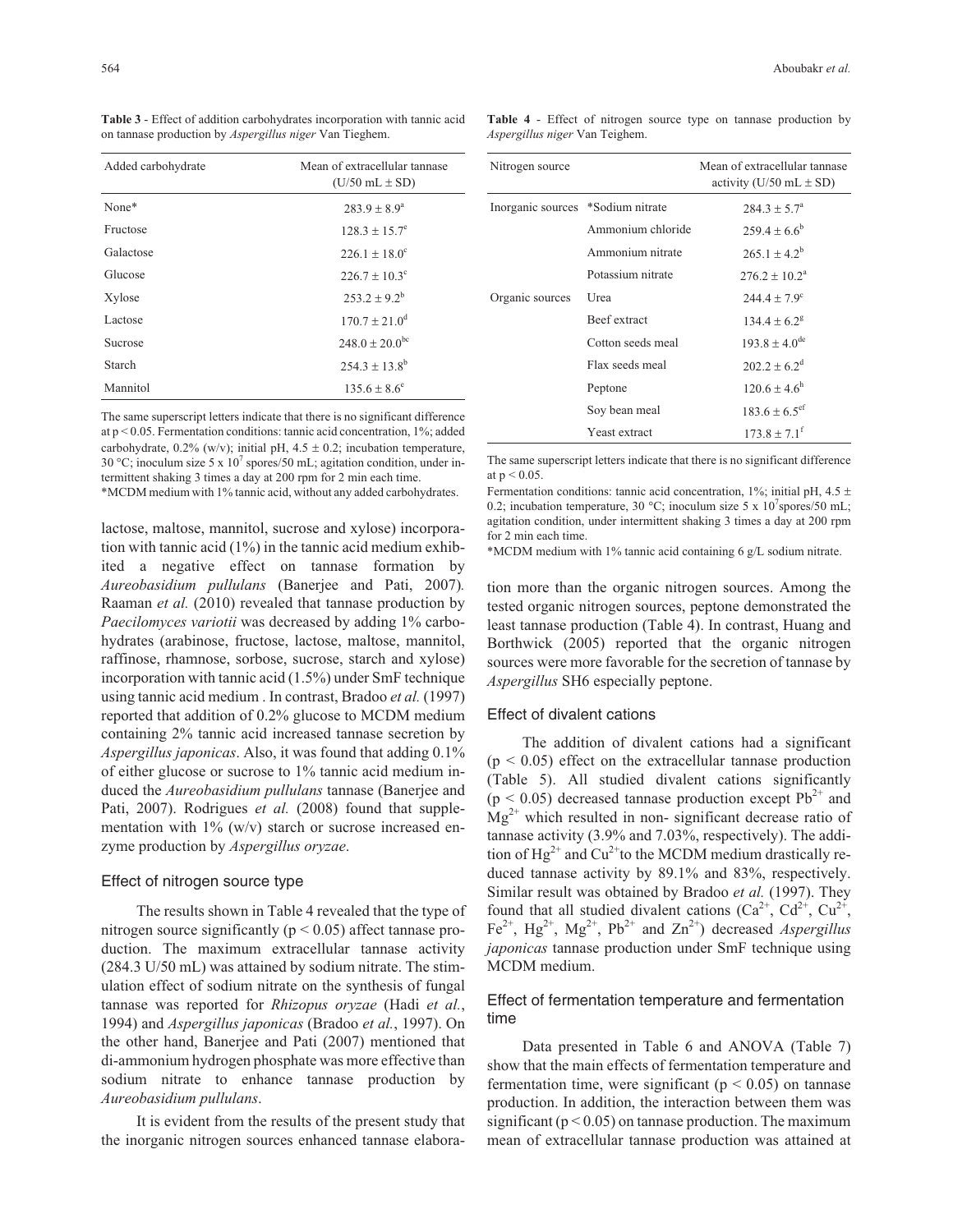**Table 3** - Effect of addition carbohydrates incorporation with tannic acid on tannase production by *Aspergillus niger* Van Tieghem.

| Added carbohydrate | Mean of extracellular tannase (U/50 mL ± SD) |
|---|---|
| None* | 283.9 ± 8.9[a] |
| Fructose | 128.3 ± 15.7[e] |
| Galactose | 226.1 ± 18.0[c] |
| Glucose | 226.7 ± 10.3[c] |
| Xylose | 253.2 ± 9.2[b] |
| Lactose | 170.7 ± 21.0[d] |
| Sucrose | 248.0 ± 20.0[bc] |
| Starch | 254.3 ± 13.8[b] |
| Mannitol | 135.6 ± 8.6[e] |

The same superscript letters indicate that there is no significant difference at $p < 0.05$. Fermentation conditions: tannic acid concentration, 1%; added carbohydrate, 0.2% (w/v); initial pH, 4.5 ± 0.2; incubation temperature, 30 °C; inoculum size 5 x $10^7$ spores/50 mL; agitation condition, under intermittent shaking 3 times a day at 200 rpm for 2 min each time.
*MCDM medium with 1% tannic acid, without any added carbohydrates.

lactose, maltose, mannitol, sucrose and xylose) incorporation with tannic acid (1%) in the tannic acid medium exhibited a negative effect on tannase formation by *Aureobasidium pullulans* (Banerjee and Pati, 2007)*.* Raaman *et al.* (2010) revealed that tannase production by *Paecilomyces variotii* was decreased by adding 1% carbohydrates (arabinose, fructose, lactose, maltose, mannitol, raffinose, rhamnose, sorbose, sucrose, starch and xylose) incorporation with tannic acid (1.5%) under SmF technique using tannic acid medium . In contrast, Bradoo *et al.* (1997) reported that addition of 0.2% glucose to MCDM medium containing 2% tannic acid increased tannase secretion by *Aspergillus japonicas*. Also, it was found that adding 0.1% of either glucose or sucrose to 1% tannic acid medium induced the *Aureobasidium pullulans* tannase (Banerjee and Pati, 2007). Rodrigues *et al.* (2008) found that supplementation with 1% (w/v) starch or sucrose increased enzyme production by *Aspergillus oryzae*.

### Effect of nitrogen source type

The results shown in Table 4 revealed that the type of nitrogen source significantly ($p < 0.05$) affect tannase production. The maximum extracellular tannase activity (284.3 U/50 mL) was attained by sodium nitrate. The stimulation effect of sodium nitrate on the synthesis of fungal tannase was reported for *Rhizopus oryzae* (Hadi *et al.*, 1994) and *Aspergillus japonicas* (Bradoo *et al.*, 1997). On the other hand, Banerjee and Pati (2007) mentioned that di-ammonium hydrogen phosphate was more effective than sodium nitrate to enhance tannase production by *Aureobasidium pullulans*.

It is evident from the results of the present study that the inorganic nitrogen sources enhanced tannase elaboration more than the organic nitrogen sources. Among the tested organic nitrogen sources, peptone demonstrated the least tannase production (Table 4). In contrast, Huang and Borthwick (2005) reported that the organic nitrogen sources were more favorable for the secretion of tannase by *Aspergillus* SH6 especially peptone.

**Table 4** - Effect of nitrogen source type on tannase production by *Aspergillus niger* Van Teighem.

| Nitrogen source | | Mean of extracellular tannase activity (U/50 mL ± SD) |
|---|---|---|
| Inorganic sources | *Sodium nitrate | 284.3 ± 5.7[a] |
| | Ammonium chloride | 259.4 ± 6.6[b] |
| | Ammonium nitrate | 265.1 ± 4.2[b] |
| | Potassium nitrate | 276.2 ± 10.2[a] |
| Organic sources | Urea | 244.4 ± 7.9[c] |
| | Beef extract | 134.4 ± 6.2[g] |
| | Cotton seeds meal | 193.8 ± 4.0[de] |
| | Flax seeds meal | 202.2 ± 6.2[d] |
| | Peptone | 120.6 ± 4.6[h] |
| | Soy bean meal | 183.6 ± 6.5[ef] |
| | Yeast extract | 173.8 ± 7.1[f] |

The same superscript letters indicate that there is no significant difference at $p < 0.05$.
Fermentation conditions: tannic acid concentration, 1%; initial pH, 4.5 ± 0.2; incubation temperature, 30 °C; inoculum size 5 x $10^7$spores/50 mL; agitation condition, under intermittent shaking 3 times a day at 200 rpm for 2 min each time.
*MCDM medium with 1% tannic acid containing 6 g/L sodium nitrate.

### Effect of divalent cations

The addition of divalent cations had a significant ($p < 0.05$) effect on the extracellular tannase production (Table 5). All studied divalent cations significantly ($p < 0.05$) decreased tannase production except $Pb^{2+}$ and $Mg^{2+}$ which resulted in non- significant decrease ratio of tannase activity (3.9% and 7.03%, respectively). The addition of $Hg^{2+}$ and $Cu^{2+}$to the MCDM medium drastically reduced tannase activity by 89.1% and 83%, respectively. Similar result was obtained by Bradoo *et al.* (1997). They found that all studied divalent cations ($Ca^{2+}$, $Cd^{2+}$, $Cu^{2+}$, $Fe^{2+}$, $Hg^{2+}$, $Mg^{2+}$, $Pb^{2+}$ and $Zn^{2+}$) decreased *Aspergillus japonicas* tannase production under SmF technique using MCDM medium.

### Effect of fermentation temperature and fermentation time

Data presented in Table 6 and ANOVA (Table 7) show that the main effects of fermentation temperature and fermentation time, were significant ($p < 0.05$) on tannase production. In addition, the interaction between them was significant ($p < 0.05$) on tannase production. The maximum mean of extracellular tannase production was attained at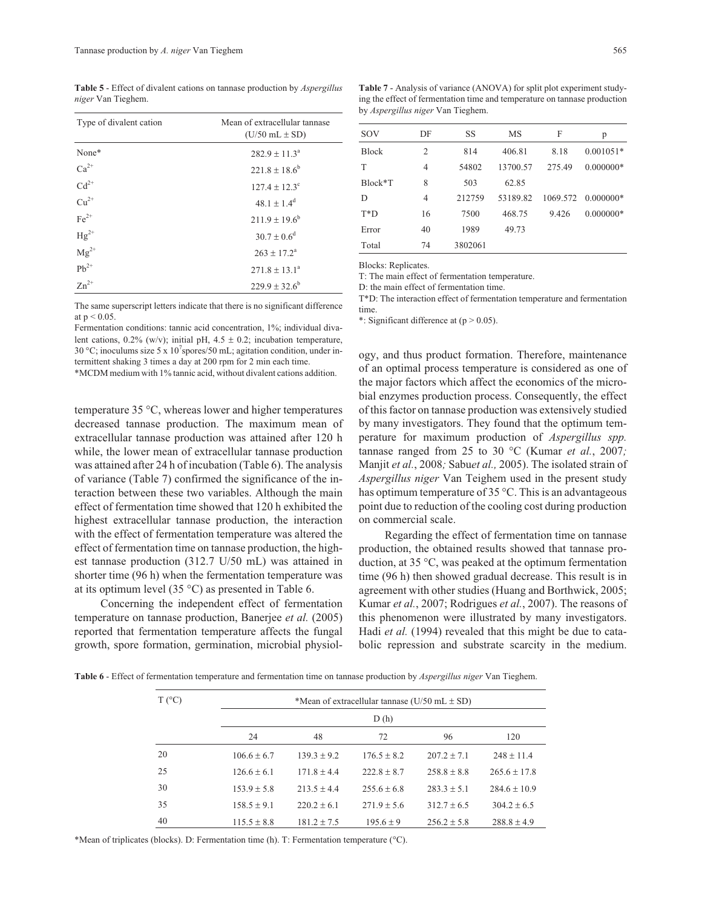**Table 5** - Effect of divalent cations on tannase production by *Aspergillus niger* Van Tieghem.

| Type of divalent cation | Mean of extracellular tannase (U/50 mL ± SD) |
|---|---|
| None* | $282.9 \pm 11.3^a$ |
| $Ca^{2+}$ | $221.8 \pm 18.6^b$ |
| $Cd^{2+}$ | $127.4 \pm 12.3^c$ |
| $Cu^{2+}$ | $48.1 \pm 1.4^d$ |
| $Fe^{2+}$ | $211.9 \pm 19.6^b$ |
| $Hg^{2+}$ | $30.7 \pm 0.6^d$ |
| $Mg^{2+}$ | $263 \pm 17.2^a$ |
| $Pb^{2+}$ | $271.8 \pm 13.1^a$ |
| $Zn^{2+}$ | $229.9 \pm 32.6^b$ |

The same superscript letters indicate that there is no significant difference at $p < 0.05$.

Fermentation conditions: tannic acid concentration, 1%; individual divalent cations, 0.2% (w/v); initial pH, 4.5 ± 0.2; incubation temperature, 30 °C; inoculums size 5 x $10^7$spores/50 mL; agitation condition, under intermittent shaking 3 times a day at 200 rpm for 2 min each time.

*MCDM medium with 1% tannic acid, without divalent cations addition.

**Table 7** - Analysis of variance (ANOVA) for split plot experiment studying the effect of fermentation time and temperature on tannase production by *Aspergillus niger* Van Tieghem.

| SOV | DF | SS | MS | F | p |
|---|---|---|---|---|---|
| Block | 2 | 814 | 406.81 | 8.18 | 0.001051* |
| T | 4 | 54802 | 13700.57 | 275.49 | 0.000000* |
| Block*T | 8 | 503 | 62.85 | | |
| D | 4 | 212759 | 53189.82 | 1069.572 | 0.000000* |
| T*D | 16 | 7500 | 468.75 | 9.426 | 0.000000* |
| Error | 40 | 1989 | 49.73 | | |
| Total | 74 | 3802061 | | | |

Blocks: Replicates.

T: The main effect of fermentation temperature.

D: the main effect of fermentation time.

T*D: The interaction effect of fermentation temperature and fermentation time.

*: Significant difference at ($p > 0.05$).

temperature 35 °C, whereas lower and higher temperatures decreased tannase production. The maximum mean of extracellular tannase production was attained after 120 h while, the lower mean of extracellular tannase production was attained after 24 h of incubation (Table 6). The analysis of variance (Table 7) confirmed the significance of the interaction between these two variables. Although the main effect of fermentation time showed that 120 h exhibited the highest extracellular tannase production, the interaction with the effect of fermentation temperature was altered the effect of fermentation time on tannase production, the highest tannase production (312.7 U/50 mL) was attained in shorter time (96 h) when the fermentation temperature was at its optimum level (35 °C) as presented in Table 6.

Concerning the independent effect of fermentation temperature on tannase production, Banerjee *et al.* (2005) reported that fermentation temperature affects the fungal growth, spore formation, germination, microbial physiology, and thus product formation. Therefore, maintenance of an optimal process temperature is considered as one of the major factors which affect the economics of the microbial enzymes production process. Consequently, the effect of this factor on tannase production was extensively studied by many investigators. They found that the optimum temperature for maximum production of *Aspergillus spp.* tannase ranged from 25 to 30 °C (Kumar *et al.*, 2007*;* Manjit *et al.*, 2008*;* Sabu*et al.,* 2005). The isolated strain of *Aspergillus niger* Van Teighem used in the present study has optimum temperature of 35 °C. This is an advantageous point due to reduction of the cooling cost during production on commercial scale.

Regarding the effect of fermentation time on tannase production, the obtained results showed that tannase production, at 35 °C, was peaked at the optimum fermentation time (96 h) then showed gradual decrease. This result is in agreement with other studies (Huang and Borthwick, 2005; Kumar *et al.*, 2007; Rodrigues *et al.*, 2007). The reasons of this phenomenon were illustrated by many investigators. Hadi *et al.* (1994) revealed that this might be due to catabolic repression and substrate scarcity in the medium.

**Table 6** - Effect of fermentation temperature and fermentation time on tannase production by *Aspergillus niger* Van Tieghem.

| T (°C) | *Mean of extracellular tannase (U/50 mL ± SD) | | | | |
|---|---|---|---|---|---|
| | D (h) | | | | |
| | 24 | 48 | 72 | 96 | 120 |
| 20 | 106.6 ± 6.7 | 139.3 ± 9.2 | 176.5 ± 8.2 | 207.2 ± 7.1 | 248 ± 11.4 |
| 25 | 126.6 ± 6.1 | 171.8 ± 4.4 | 222.8 ± 8.7 | 258.8 ± 8.8 | 265.6 ± 17.8 |
| 30 | 153.9 ± 5.8 | 213.5 ± 4.4 | 255.6 ± 6.8 | 283.3 ± 5.1 | 284.6 ± 10.9 |
| 35 | 158.5 ± 9.1 | 220.2 ± 6.1 | 271.9 ± 5.6 | 312.7 ± 6.5 | 304.2 ± 6.5 |
| 40 | 115.5 ± 8.8 | 181.2 ± 7.5 | 195.6 ± 9 | 256.2 ± 5.8 | 288.8 ± 4.9 |

*Mean of triplicates (blocks). D: Fermentation time (h). T: Fermentation temperature (°C).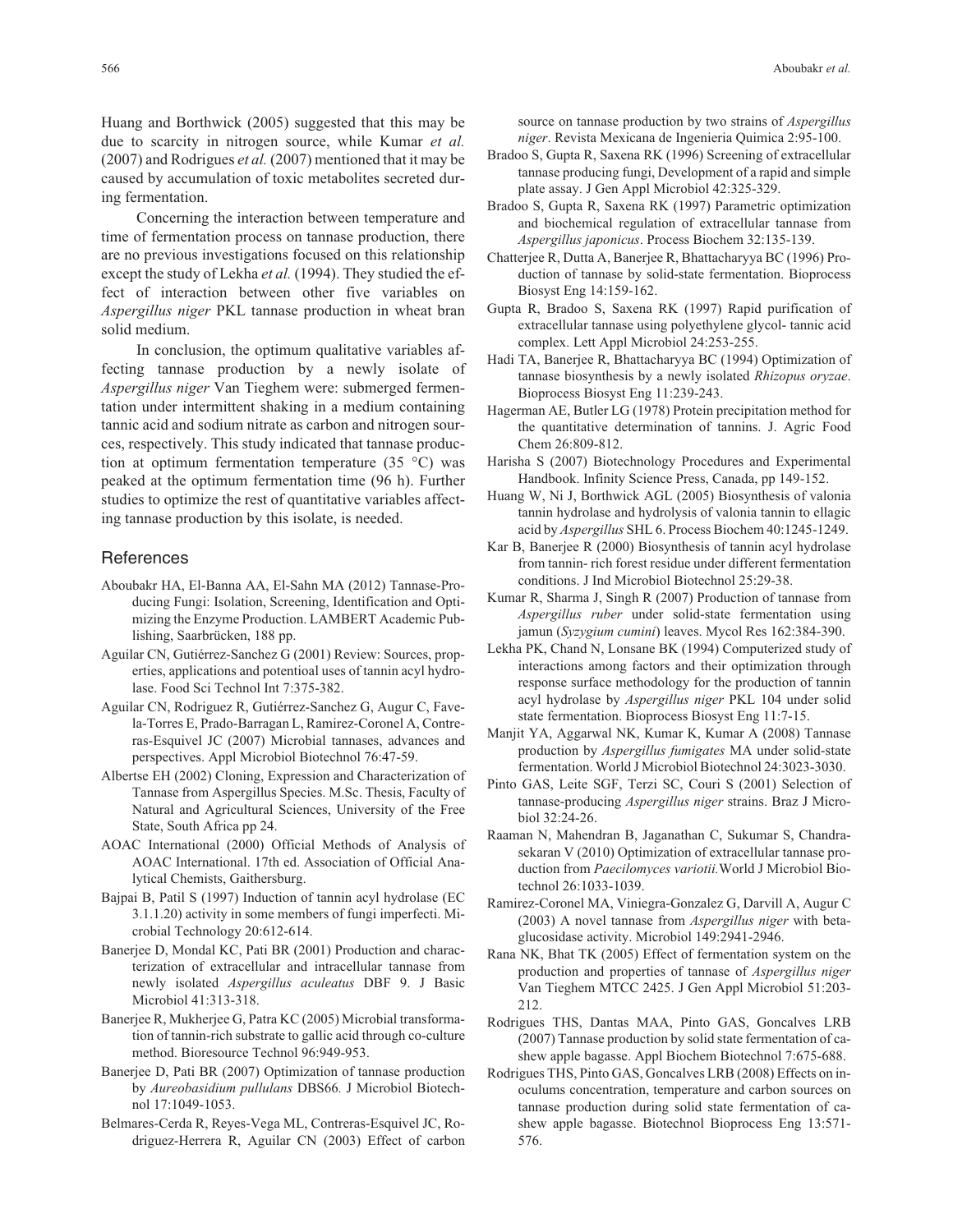Huang and Borthwick (2005) suggested that this may be due to scarcity in nitrogen source, while Kumar *et al.* (2007) and Rodrigues *et al.* (2007) mentioned that it may be caused by accumulation of toxic metabolites secreted during fermentation.

Concerning the interaction between temperature and time of fermentation process on tannase production, there are no previous investigations focused on this relationship except the study of Lekha *et al.* (1994). They studied the effect of interaction between other five variables on *Aspergillus niger* PKL tannase production in wheat bran solid medium.

In conclusion, the optimum qualitative variables affecting tannase production by a newly isolate of *Aspergillus niger* Van Tieghem were: submerged fermentation under intermittent shaking in a medium containing tannic acid and sodium nitrate as carbon and nitrogen sources, respectively. This study indicated that tannase production at optimum fermentation temperature (35 °C) was peaked at the optimum fermentation time (96 h). Further studies to optimize the rest of quantitative variables affecting tannase production by this isolate, is needed.

## References

Aboubakr HA, El-Banna AA, El-Sahn MA (2012) Tannase-Producing Fungi: Isolation, Screening, Identification and Optimizing the Enzyme Production. LAMBERT Academic Publishing, Saarbrücken, 188 pp.

Aguilar CN, Gutiérrez-Sanchez G (2001) Review: Sources, properties, applications and potentioal uses of tannin acyl hydrolase. Food Sci Technol Int 7:375-382.

Aguilar CN, Rodriguez R, Gutiérrez-Sanchez G, Augur C, Favela-Torres E, Prado-Barragan L, Ramirez-Coronel A, Contreras-Esquivel JC (2007) Microbial tannases, advances and perspectives. Appl Microbiol Biotechnol 76:47-59.

Albertse EH (2002) Cloning, Expression and Characterization of Tannase from Aspergillus Species. M.Sc. Thesis, Faculty of Natural and Agricultural Sciences, University of the Free State, South Africa pp 24.

AOAC International (2000) Official Methods of Analysis of AOAC International. 17th ed. Association of Official Analytical Chemists, Gaithersburg.

Bajpai B, Patil S (1997) Induction of tannin acyl hydrolase (EC 3.1.1.20) activity in some members of fungi imperfecti. Microbial Technology 20:612-614.

Banerjee D, Mondal KC, Pati BR (2001) Production and characterization of extracellular and intracellular tannase from newly isolated *Aspergillus aculeatus* DBF 9. J Basic Microbiol 41:313-318.

Banerjee R, Mukherjee G, Patra KC (2005) Microbial transformation of tannin-rich substrate to gallic acid through co-culture method. Bioresource Technol 96:949-953.

Banerjee D, Pati BR (2007) Optimization of tannase production by *Aureobasidium pullulans* DBS66. J Microbiol Biotechnol 17:1049-1053.

Belmares-Cerda R, Reyes-Vega ML, Contreras-Esquivel JC, Rodriguez-Herrera R, Aguilar CN (2003) Effect of carbon source on tannase production by two strains of *Aspergillus niger*. Revista Mexicana de Ingenieria Quimica 2:95-100.

Bradoo S, Gupta R, Saxena RK (1996) Screening of extracellular tannase producing fungi, Development of a rapid and simple plate assay. J Gen Appl Microbiol 42:325-329.

Bradoo S, Gupta R, Saxena RK (1997) Parametric optimization and biochemical regulation of extracellular tannase from *Aspergillus japonicus*. Process Biochem 32:135-139.

Chatterjee R, Dutta A, Banerjee R, Bhattacharyya BC (1996) Production of tannase by solid-state fermentation. Bioprocess Biosyst Eng 14:159-162.

Gupta R, Bradoo S, Saxena RK (1997) Rapid purification of extracellular tannase using polyethylene glycol- tannic acid complex. Lett Appl Microbiol 24:253-255.

Hadi TA, Banerjee R, Bhattacharyya BC (1994) Optimization of tannase biosynthesis by a newly isolated *Rhizopus oryzae*. Bioprocess Biosyst Eng 11:239-243.

Hagerman AE, Butler LG (1978) Protein precipitation method for the quantitative determination of tannins. J. Agric Food Chem 26:809-812.

Harisha S (2007) Biotechnology Procedures and Experimental Handbook. Infinity Science Press, Canada, pp 149-152.

Huang W, Ni J, Borthwick AGL (2005) Biosynthesis of valonia tannin hydrolase and hydrolysis of valonia tannin to ellagic acid by *Aspergillus* SHL 6. Process Biochem 40:1245-1249.

Kar B, Banerjee R (2000) Biosynthesis of tannin acyl hydrolase from tannin- rich forest residue under different fermentation conditions. J Ind Microbiol Biotechnol 25:29-38.

Kumar R, Sharma J, Singh R (2007) Production of tannase from *Aspergillus ruber* under solid-state fermentation using jamun (*Syzygium cumini*) leaves. Mycol Res 162:384-390.

Lekha PK, Chand N, Lonsane BK (1994) Computerized study of interactions among factors and their optimization through response surface methodology for the production of tannin acyl hydrolase by *Aspergillus niger* PKL 104 under solid state fermentation. Bioprocess Biosyst Eng 11:7-15.

Manjit YA, Aggarwal NK, Kumar K, Kumar A (2008) Tannase production by *Aspergillus fumigates* MA under solid-state fermentation. World J Microbiol Biotechnol 24:3023-3030.

Pinto GAS, Leite SGF, Terzi SC, Couri S (2001) Selection of tannase-producing *Aspergillus niger* strains. Braz J Microbiol 32:24-26.

Raaman N, Mahendran B, Jaganathan C, Sukumar S, Chandrasekaran V (2010) Optimization of extracellular tannase production from *Paecilomyces variotii.* World J Microbiol Biotechnol 26:1033-1039.

Ramirez-Coronel MA, Viniegra-Gonzalez G, Darvill A, Augur C (2003) A novel tannase from *Aspergillus niger* with beta-glucosidase activity. Microbiol 149:2941-2946.

Rana NK, Bhat TK (2005) Effect of fermentation system on the production and properties of tannase of *Aspergillus niger* Van Tieghem MTCC 2425. J Gen Appl Microbiol 51:203-212.

Rodrigues THS, Dantas MAA, Pinto GAS, Goncalves LRB (2007) Tannase production by solid state fermentation of cashew apple bagasse. Appl Biochem Biotechnol 7:675-688.

Rodrigues THS, Pinto GAS, Goncalves LRB (2008) Effects on inoculums concentration, temperature and carbon sources on tannase production during solid state fermentation of cashew apple bagasse. Biotechnol Bioprocess Eng 13:571-576.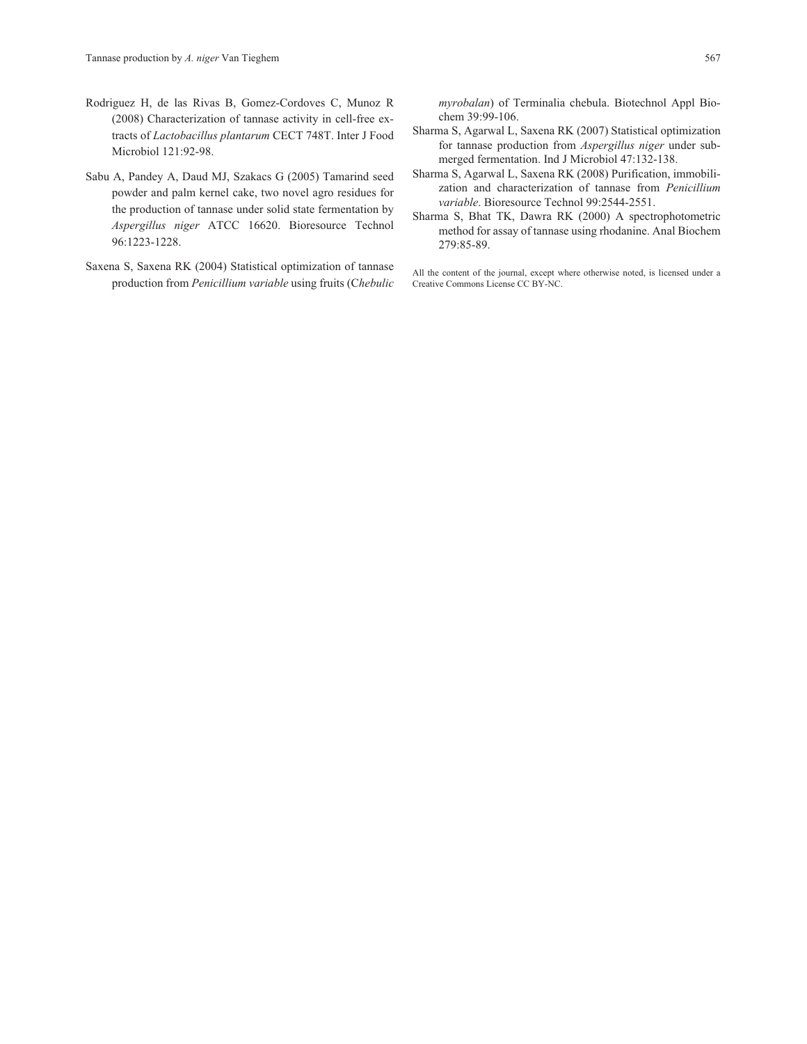Rodriguez H, de las Rivas B, Gomez-Cordoves C, Munoz R (2008) Characterization of tannase activity in cell-free extracts of *Lactobacillus plantarum* CECT 748T. Inter J Food Microbiol 121:92-98.

Sabu A, Pandey A, Daud MJ, Szakacs G (2005) Tamarind seed powder and palm kernel cake, two novel agro residues for the production of tannase under solid state fermentation by *Aspergillus niger* ATCC 16620. Bioresource Technol 96:1223-1228.

Saxena S, Saxena RK (2004) Statistical optimization of tannase production from *Penicillium variable* using fruits (C*hebulic myrobalan*) of Terminalia chebula. Biotechnol Appl Biochem 39:99-106.

Sharma S, Agarwal L, Saxena RK (2007) Statistical optimization for tannase production from *Aspergillus niger* under submerged fermentation. Ind J Microbiol 47:132-138.

Sharma S, Agarwal L, Saxena RK (2008) Purification, immobilization and characterization of tannase from *Penicillium variable*. Bioresource Technol 99:2544-2551.

Sharma S, Bhat TK, Dawra RK (2000) A spectrophotometric method for assay of tannase using rhodanine. Anal Biochem 279:85-89.

All the content of the journal, except where otherwise noted, is licensed under a Creative Commons License CC BY-NC.